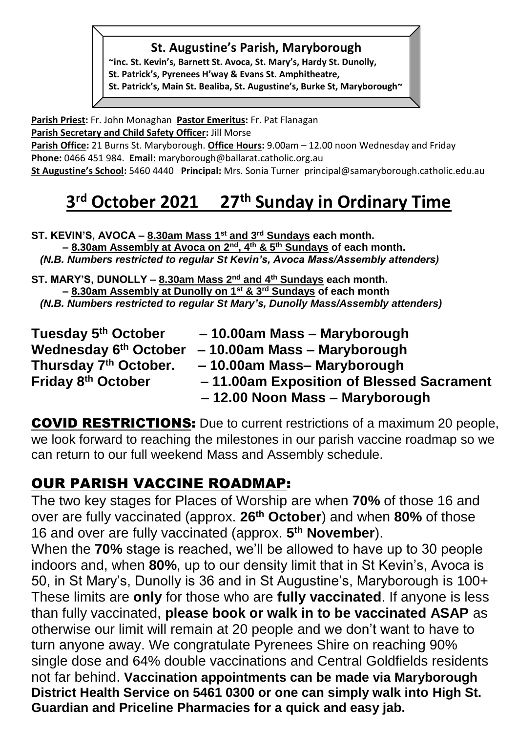**St. Augustine's Parish, Maryborough**

~inc. St. Kevin's, Barnett St. Avoca, St. Mary's, Hardy St. Dunolly,
St. Patrick's, Pyrenees H'way & Evans St. Amphitheatre,
St. Patrick's, Main St. Bealiba, St. Augustine's, Burke St, Maryborough~

**Parish Priest:** Fr. John Monaghan **Pastor Emeritus:** Fr. Pat Flanagan
**Parish Secretary and Child Safety Officer:** Jill Morse
**Parish Office:** 21 Burns St. Maryborough. **Office Hours:** 9.00am – 12.00 noon Wednesday and Friday
**Phone:** 0466 451 984. **Email:** maryborough@ballarat.catholic.org.au
**St Augustine's School:** 5460 4440 **Principal:** Mrs. Sonia Turner principal@samaryborough.catholic.edu.au

# 3rd October 2021 27th Sunday in Ordinary Time

**ST. KEVIN'S, AVOCA – 8.30am Mass 1st and 3rd Sundays each month.**
**– 8.30am Assembly at Avoca on 2nd, 4th & 5th Sundays of each month.**
***(N.B. Numbers restricted to regular St Kevin's, Avoca Mass/Assembly attenders)***

**ST. MARY'S, DUNOLLY – 8.30am Mass 2nd and 4th Sundays each month.**
**– 8.30am Assembly at Dunolly on 1st & 3rd Sundays of each month**
***(N.B. Numbers restricted to regular St Mary's, Dunolly Mass/Assembly attenders)***

**Tuesday 5th October – 10.00am Mass – Maryborough**
**Wednesday 6th October – 10.00am Mass – Maryborough**
**Thursday 7th October. – 10.00am Mass– Maryborough**
**Friday 8th October – 11.00am Exposition of Blessed Sacrament**
**– 12.00 Noon Mass – Maryborough**

**COVID RESTRICTIONS:** Due to current restrictions of a maximum 20 people, we look forward to reaching the milestones in our parish vaccine roadmap so we can return to our full weekend Mass and Assembly schedule.

## OUR PARISH VACCINE ROADMAP:

The two key stages for Places of Worship are when **70%** of those 16 and over are fully vaccinated (approx. **26th October**) and when **80%** of those 16 and over are fully vaccinated (approx. **5th November**).

When the **70%** stage is reached, we'll be allowed to have up to 30 people indoors and, when **80%**, up to our density limit that in St Kevin's, Avoca is 50, in St Mary's, Dunolly is 36 and in St Augustine's, Maryborough is 100+ These limits are **only** for those who are **fully vaccinated**. If anyone is less than fully vaccinated, **please book or walk in to be vaccinated ASAP** as otherwise our limit will remain at 20 people and we don't want to have to turn anyone away. We congratulate Pyrenees Shire on reaching 90% single dose and 64% double vaccinations and Central Goldfields residents not far behind. **Vaccination appointments can be made via Maryborough District Health Service on 5461 0300 or one can simply walk into High St. Guardian and Priceline Pharmacies for a quick and easy jab.**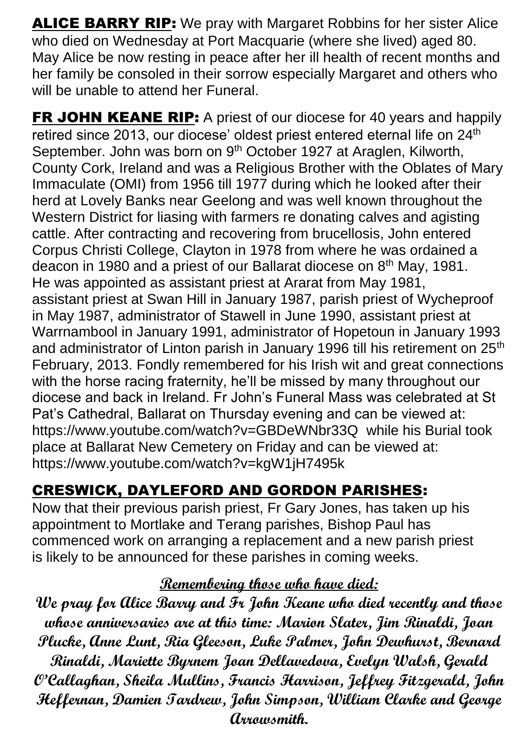**ALICE BARRY RIP:** We pray with Margaret Robbins for her sister Alice who died on Wednesday at Port Macquarie (where she lived) aged 80. May Alice be now resting in peace after her ill health of recent months and her family be consoled in their sorrow especially Margaret and others who will be unable to attend her Funeral.

**FR JOHN KEANE RIP:** A priest of our diocese for 40 years and happily retired since 2013, our diocese' oldest priest entered eternal life on 24th September. John was born on 9th October 1927 at Araglen, Kilworth, County Cork, Ireland and was a Religious Brother with the Oblates of Mary Immaculate (OMI) from 1956 till 1977 during which he looked after their herd at Lovely Banks near Geelong and was well known throughout the Western District for liasing with farmers re donating calves and agisting cattle. After contracting and recovering from brucellosis, John entered Corpus Christi College, Clayton in 1978 from where he was ordained a deacon in 1980 and a priest of our Ballarat diocese on 8th May, 1981. He was appointed as assistant priest at Ararat from May 1981, assistant priest at Swan Hill in January 1987, parish priest of Wycheproof in May 1987, administrator of Stawell in June 1990, assistant priest at Warrnambool in January 1991, administrator of Hopetoun in January 1993 and administrator of Linton parish in January 1996 till his retirement on 25th February, 2013. Fondly remembered for his Irish wit and great connections with the horse racing fraternity, he'll be missed by many throughout our diocese and back in Ireland. Fr John's Funeral Mass was celebrated at St Pat's Cathedral, Ballarat on Thursday evening and can be viewed at: https://www.youtube.com/watch?v=GBDeWNbr33Q while his Burial took place at Ballarat New Cemetery on Friday and can be viewed at: https://www.youtube.com/watch?v=kgW1jH7495k

## CRESWICK, DAYLEFORD AND GORDON PARISHES:

Now that their previous parish priest, Fr Gary Jones, has taken up his appointment to Mortlake and Terang parishes, Bishop Paul has commenced work on arranging a replacement and a new parish priest is likely to be announced for these parishes in coming weeks.

### Remembering those who have died:

**We pray for Alice Barry and Fr John Keane who died recently and those whose anniversaries are at this time: Marion Slater, Jim Rinaldi, Joan Plucke, Anne Lunt, Ria Gleeson, Luke Palmer, John Dewhurst, Bernard Rinaldi, Mariette Byrnem Joan Dellavedova, Evelyn Walsh, Gerald O'Callaghan, Sheila Mullins, Francis Harrison, Jeffrey Fitzgerald, John Heffernan, Damien Tardrew, John Simpson, William Clarke and George Arrowsmith.**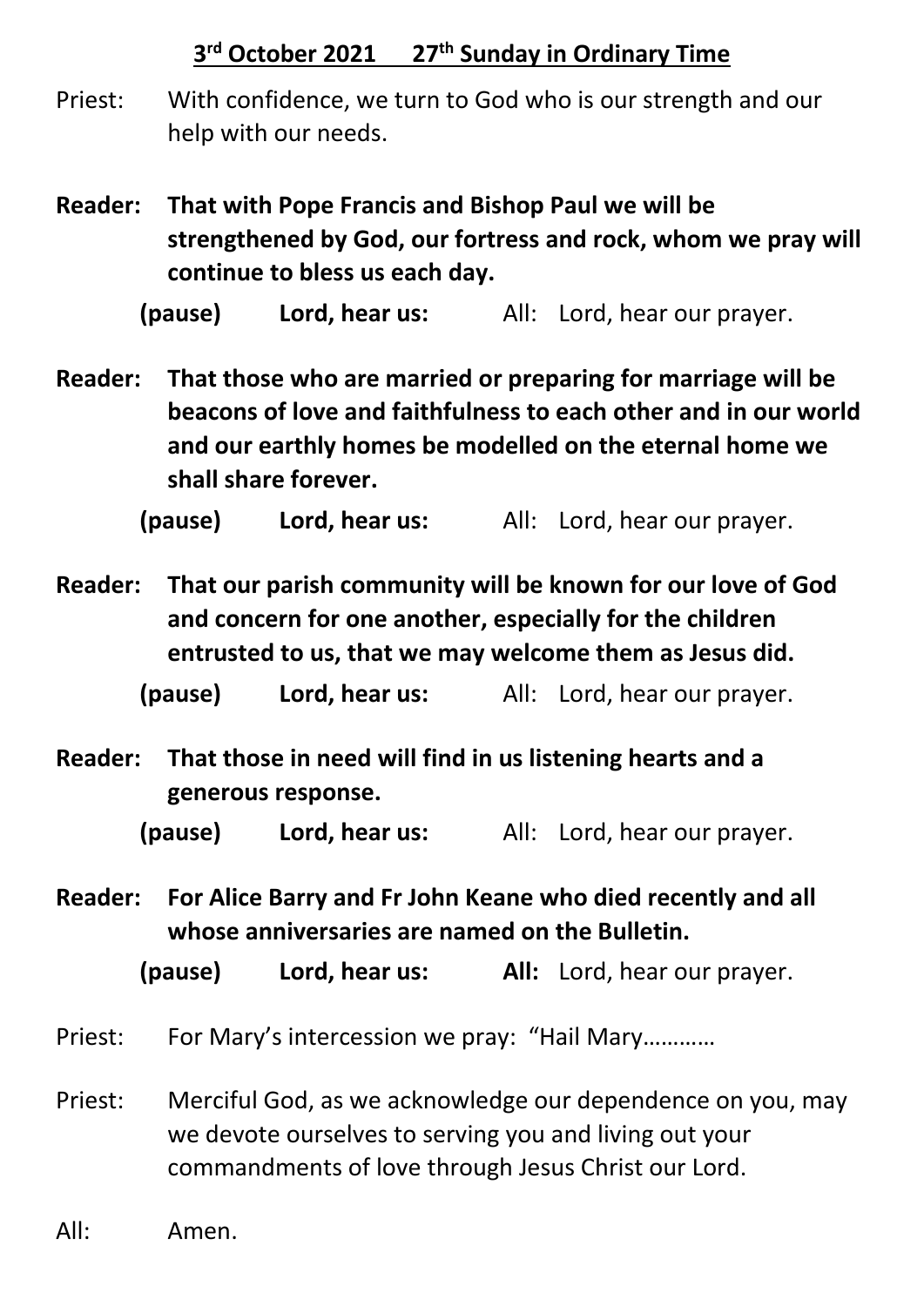**3rd October 2021 27th Sunday in Ordinary Time**

Priest: With confidence, we turn to God who is our strength and our help with our needs.

**Reader: That with Pope Francis and Bishop Paul we will be strengthened by God, our fortress and rock, whom we pray will continue to bless us each day.**

**(pause) Lord, hear us:** All: Lord, hear our prayer.

**Reader: That those who are married or preparing for marriage will be beacons of love and faithfulness to each other and in our world and our earthly homes be modelled on the eternal home we shall share forever.**

**(pause) Lord, hear us:** All: Lord, hear our prayer.

**Reader: That our parish community will be known for our love of God and concern for one another, especially for the children entrusted to us, that we may welcome them as Jesus did.**

**(pause) Lord, hear us:** All: Lord, hear our prayer.

**Reader: That those in need will find in us listening hearts and a generous response.**

**(pause) Lord, hear us:** All: Lord, hear our prayer.

**Reader: For Alice Barry and Fr John Keane who died recently and all whose anniversaries are named on the Bulletin.**

**(pause) Lord, hear us: All:** Lord, hear our prayer.

Priest: For Mary's intercession we pray: "Hail Mary…………

Priest: Merciful God, as we acknowledge our dependence on you, may we devote ourselves to serving you and living out your commandments of love through Jesus Christ our Lord.

All: Amen.